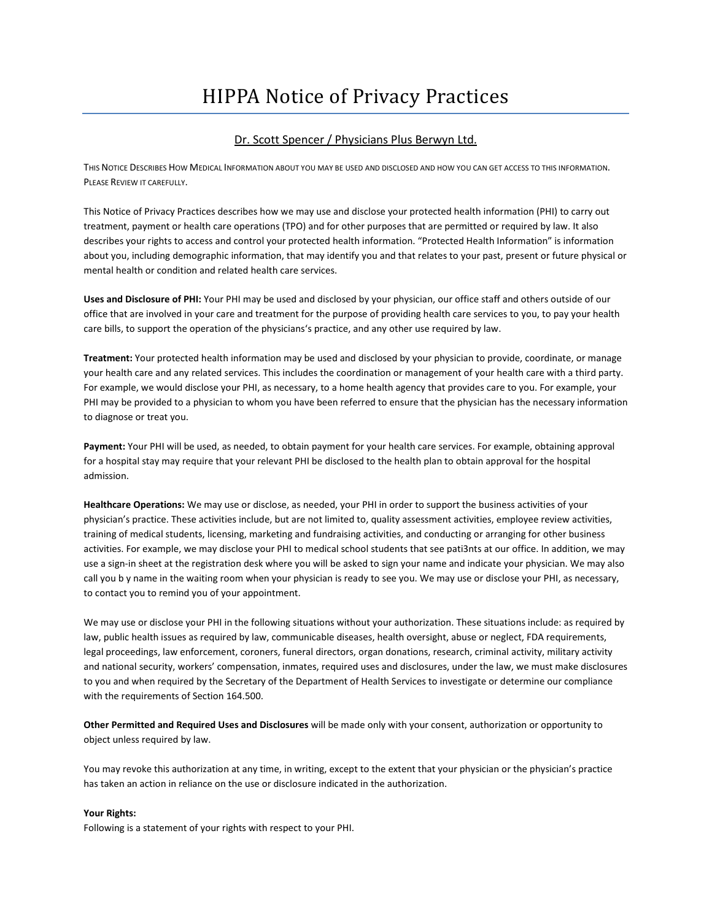# HIPPA Notice of Privacy Practices

## Dr. Scott Spencer / Physicians Plus Berwyn Ltd.

THIS NOTICE DESCRIBES HOW MEDICAL INFORMATION ABOUT YOU MAY BE USED AND DISCLOSED AND HOW YOU CAN GET ACCESS TO THIS INFORMATION. PLEASE REVIEW IT CAREFULLY.

This Notice of Privacy Practices describes how we may use and disclose your protected health information (PHI) to carry out treatment, payment or health care operations (TPO) and for other purposes that are permitted or required by law. It also describes your rights to access and control your protected health information. "Protected Health Information" is information about you, including demographic information, that may identify you and that relates to your past, present or future physical or mental health or condition and related health care services.

**Uses and Disclosure of PHI:** Your PHI may be used and disclosed by your physician, our office staff and others outside of our office that are involved in your care and treatment for the purpose of providing health care services to you, to pay your health care bills, to support the operation of the physicians's practice, and any other use required by law.

**Treatment:** Your protected health information may be used and disclosed by your physician to provide, coordinate, or manage your health care and any related services. This includes the coordination or management of your health care with a third party. For example, we would disclose your PHI, as necessary, to a home health agency that provides care to you. For example, your PHI may be provided to a physician to whom you have been referred to ensure that the physician has the necessary information to diagnose or treat you.

**Payment:** Your PHI will be used, as needed, to obtain payment for your health care services. For example, obtaining approval for a hospital stay may require that your relevant PHI be disclosed to the health plan to obtain approval for the hospital admission.

**Healthcare Operations:** We may use or disclose, as needed, your PHI in order to support the business activities of your physician's practice. These activities include, but are not limited to, quality assessment activities, employee review activities, training of medical students, licensing, marketing and fundraising activities, and conducting or arranging for other business activities. For example, we may disclose your PHI to medical school students that see pati3nts at our office. In addition, we may use a sign-in sheet at the registration desk where you will be asked to sign your name and indicate your physician. We may also call you b y name in the waiting room when your physician is ready to see you. We may use or disclose your PHI, as necessary, to contact you to remind you of your appointment.

We may use or disclose your PHI in the following situations without your authorization. These situations include: as required by law, public health issues as required by law, communicable diseases, health oversight, abuse or neglect, FDA requirements, legal proceedings, law enforcement, coroners, funeral directors, organ donations, research, criminal activity, military activity and national security, workers' compensation, inmates, required uses and disclosures, under the law, we must make disclosures to you and when required by the Secretary of the Department of Health Services to investigate or determine our compliance with the requirements of Section 164.500.

**Other Permitted and Required Uses and Disclosures** will be made only with your consent, authorization or opportunity to object unless required by law.

You may revoke this authorization at any time, in writing, except to the extent that your physician or the physician's practice has taken an action in reliance on the use or disclosure indicated in the authorization.

**Your Rights:**
Following is a statement of your rights with respect to your PHI.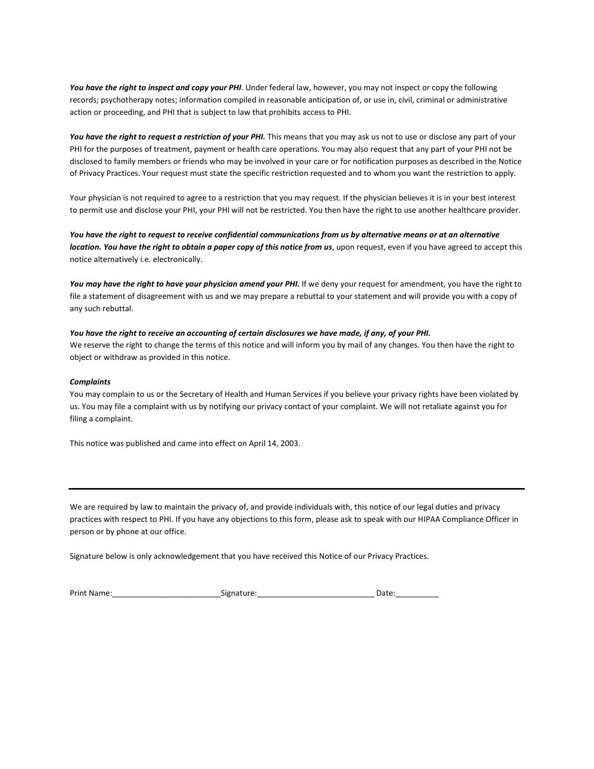***You have the right to inspect and copy your PHI***. Under federal law, however, you may not inspect or copy the following records; psychotherapy notes; information compiled in reasonable anticipation of, or use in, civil, criminal or administrative action or proceeding, and PHI that is subject to law that prohibits access to PHI.

***You have the right to request a restriction of your PHI.*** This means that you may ask us not to use or disclose any part of your PHI for the purposes of treatment, payment or health care operations. You may also request that any part of your PHI not be disclosed to family members or friends who may be involved in your care or for notification purposes as described in the Notice of Privacy Practices. Your request must state the specific restriction requested and to whom you want the restriction to apply.

Your physician is not required to agree to a restriction that you may request. If the physician believes it is in your best interest to permit use and disclose your PHI, your PHI will not be restricted. You then have the right to use another healthcare provider.

***You have the right to request to receive confidential communications from us by alternative means or at an alternative location. You have the right to obtain a paper copy of this notice from us***, upon request, even if you have agreed to accept this notice alternatively i.e. electronically.

***You may have the right to have your physician amend your PHI.*** If we deny your request for amendment, you have the right to file a statement of disagreement with us and we may prepare a rebuttal to your statement and will provide you with a copy of any such rebuttal.

***You have the right to receive an accounting of certain disclosures we have made, if any, of your PHI.***
We reserve the right to change the terms of this notice and will inform you by mail of any changes. You then have the right to object or withdraw as provided in this notice.

***Complaints***
You may complain to us or the Secretary of Health and Human Services if you believe your privacy rights have been violated by us. You may file a complaint with us by notifying our privacy contact of your complaint. We will not retaliate against you for filing a complaint.

This notice was published and came into effect on April 14, 2003.

---

We are required by law to maintain the privacy of, and provide individuals with, this notice of our legal duties and privacy practices with respect to PHI. If you have any objections to this form, please ask to speak with our HIPAA Compliance Officer in person or by phone at our office.

Signature below is only acknowledgement that you have received this Notice of our Privacy Practices.

Print Name:________________________Signature:__________________________ Date:__________